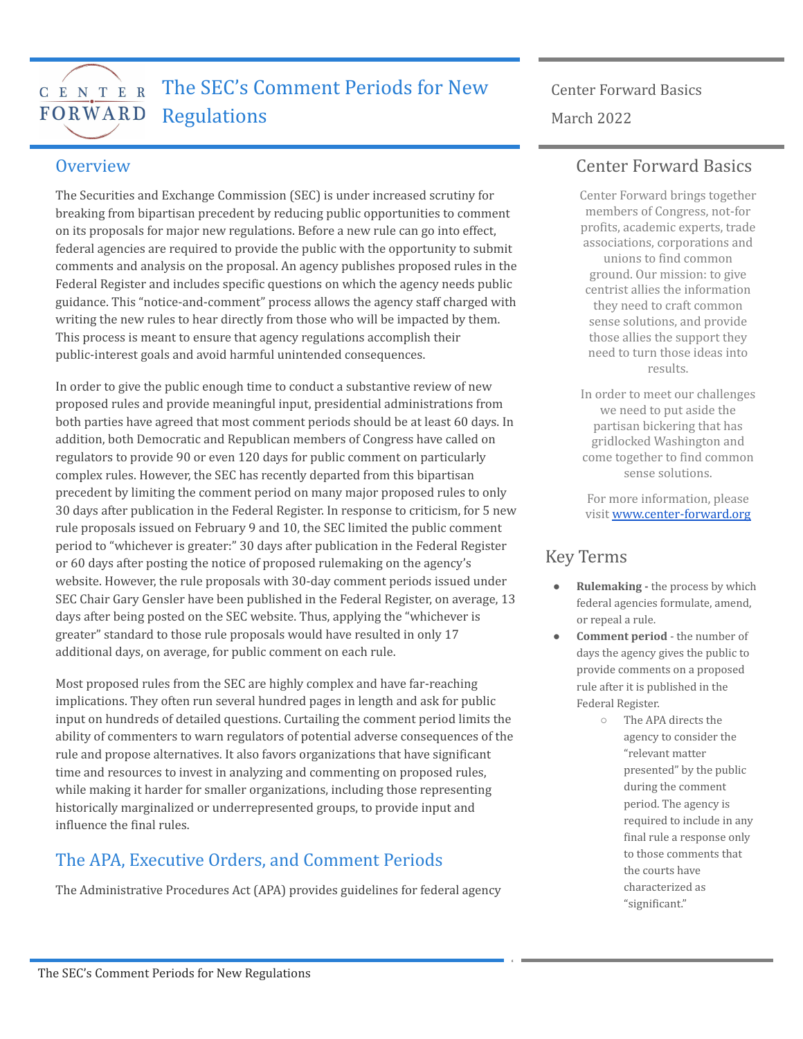# The SEC's Comment Periods for New Regulations

Center Forward Basics

March 2022

## Overview

The Securities and Exchange Commission (SEC) is under increased scrutiny for breaking from bipartisan precedent by reducing public opportunities to comment on its proposals for major new regulations. Before a new rule can go into effect, federal agencies are required to provide the public with the opportunity to submit comments and analysis on the proposal. An agency publishes proposed rules in the Federal Register and includes specific questions on which the agency needs public guidance. This "notice-and-comment" process allows the agency staff charged with writing the new rules to hear directly from those who will be impacted by them. This process is meant to ensure that agency regulations accomplish their public-interest goals and avoid harmful unintended consequences.

In order to give the public enough time to conduct a substantive review of new proposed rules and provide meaningful input, presidential administrations from both parties have agreed that most comment periods should be at least 60 days. In addition, both Democratic and Republican members of Congress have called on regulators to provide 90 or even 120 days for public comment on particularly complex rules. However, the SEC has recently departed from this bipartisan precedent by limiting the comment period on many major proposed rules to only 30 days after publication in the Federal Register. In response to criticism, for 5 new rule proposals issued on February 9 and 10, the SEC limited the public comment period to "whichever is greater:" 30 days after publication in the Federal Register or 60 days after posting the notice of proposed rulemaking on the agency's website. However, the rule proposals with 30-day comment periods issued under SEC Chair Gary Gensler have been published in the Federal Register, on average, 13 days after being posted on the SEC website. Thus, applying the "whichever is greater" standard to those rule proposals would have resulted in only 17 additional days, on average, for public comment on each rule.

Most proposed rules from the SEC are highly complex and have far-reaching implications. They often run several hundred pages in length and ask for public input on hundreds of detailed questions. Curtailing the comment period limits the ability of commenters to warn regulators of potential adverse consequences of the rule and propose alternatives. It also favors organizations that have significant time and resources to invest in analyzing and commenting on proposed rules, while making it harder for smaller organizations, including those representing historically marginalized or underrepresented groups, to provide input and influence the final rules.

## The APA, Executive Orders, and Comment Periods

The Administrative Procedures Act (APA) provides guidelines for federal agency

## Center Forward Basics

Center Forward brings together members of Congress, not-for profits, academic experts, trade associations, corporations and unions to find common ground. Our mission: to give centrist allies the information they need to craft common sense solutions, and provide those allies the support they need to turn those ideas into results.

In order to meet our challenges we need to put aside the partisan bickering that has gridlocked Washington and come together to find common sense solutions.

For more information, please visit [www.center-forward.org](http://www.center-forward.org)

## Key Terms

- **Rulemaking -** the process by which federal agencies formulate, amend, or repeal a rule.
- **Comment period** - the number of days the agency gives the public to provide comments on a proposed rule after it is published in the Federal Register.
  - The APA directs the agency to consider the "relevant matter presented" by the public during the comment period. The agency is required to include in any final rule a response only to those comments that the courts have characterized as "significant."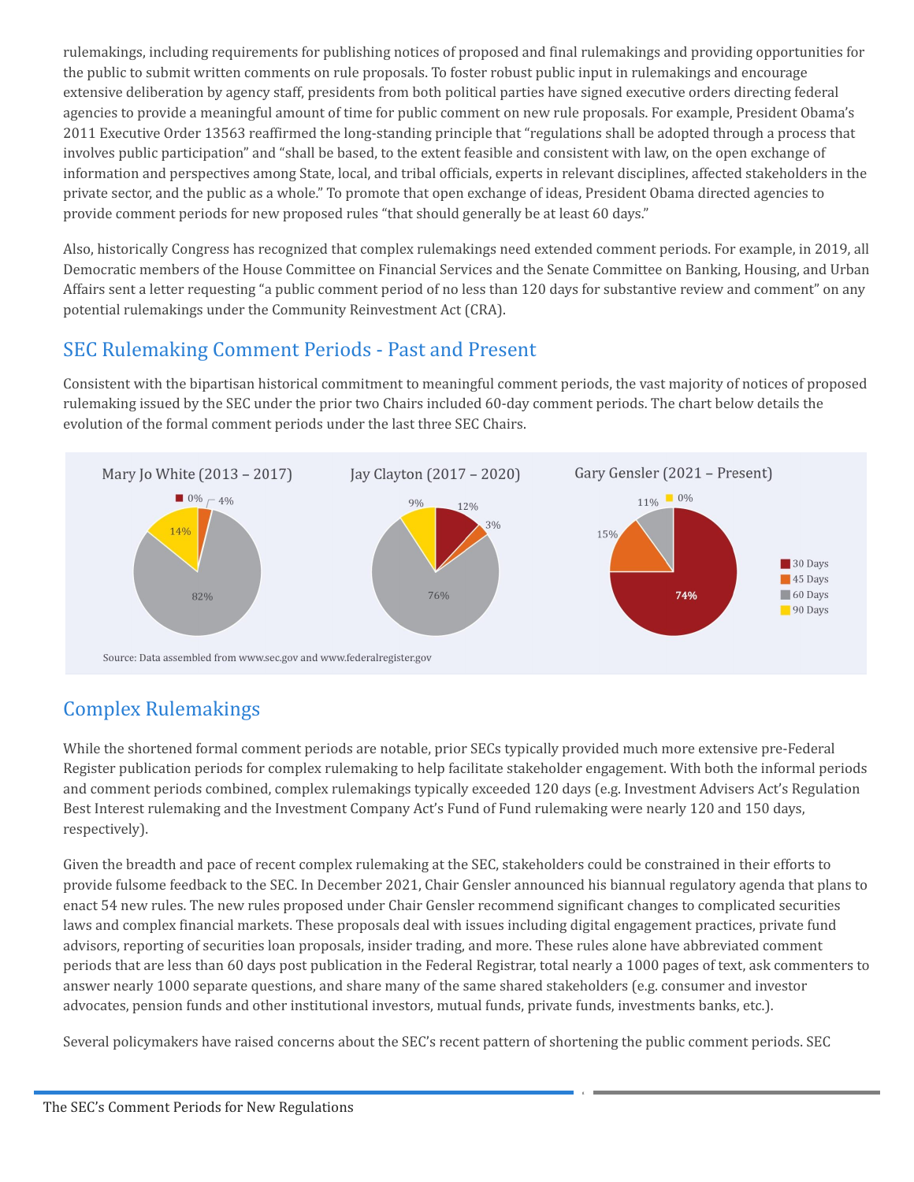rulemakings, including requirements for publishing notices of proposed and final rulemakings and providing opportunities for the public to submit written comments on rule proposals. To foster robust public input in rulemakings and encourage extensive deliberation by agency staff, presidents from both political parties have signed executive orders directing federal agencies to provide a meaningful amount of time for public comment on new rule proposals. For example, President Obama's 2011 Executive Order 13563 reaffirmed the long-standing principle that "regulations shall be adopted through a process that involves public participation" and "shall be based, to the extent feasible and consistent with law, on the open exchange of information and perspectives among State, local, and tribal officials, experts in relevant disciplines, affected stakeholders in the private sector, and the public as a whole." To promote that open exchange of ideas, President Obama directed agencies to provide comment periods for new proposed rules "that should generally be at least 60 days."

Also, historically Congress has recognized that complex rulemakings need extended comment periods. For example, in 2019, all Democratic members of the House Committee on Financial Services and the Senate Committee on Banking, Housing, and Urban Affairs sent a letter requesting "a public comment period of no less than 120 days for substantive review and comment" on any potential rulemakings under the Community Reinvestment Act (CRA).

## SEC Rulemaking Comment Periods - Past and Present

Consistent with the bipartisan historical commitment to meaningful comment periods, the vast majority of notices of proposed rulemaking issued by the SEC under the prior two Chairs included 60-day comment periods. The chart below details the evolution of the formal comment periods under the last three SEC Chairs.

| | Mary Jo White (2013 – 2017) | Jay Clayton (2017 – 2020) | Gary Gensler (2021 – Present) |
|---|---|---|---|
| 30 Days | 0% | 12% | 74% |
| 45 Days | 4% | 3% | 15% |
| 60 Days | 82% | 76% | 11% |
| 90 Days | 14% | 9% | 0% |

Source: Data assembled from www.sec.gov and www.federalregister.gov

## Complex Rulemakings

While the shortened formal comment periods are notable, prior SECs typically provided much more extensive pre-Federal Register publication periods for complex rulemaking to help facilitate stakeholder engagement. With both the informal periods and comment periods combined, complex rulemakings typically exceeded 120 days (e.g. Investment Advisers Act's Regulation Best Interest rulemaking and the Investment Company Act's Fund of Fund rulemaking were nearly 120 and 150 days, respectively).

Given the breadth and pace of recent complex rulemaking at the SEC, stakeholders could be constrained in their efforts to provide fulsome feedback to the SEC. In December 2021, Chair Gensler announced his biannual regulatory agenda that plans to enact 54 new rules. The new rules proposed under Chair Gensler recommend significant changes to complicated securities laws and complex financial markets. These proposals deal with issues including digital engagement practices, private fund advisors, reporting of securities loan proposals, insider trading, and more. These rules alone have abbreviated comment periods that are less than 60 days post publication in the Federal Registrar, total nearly a 1000 pages of text, ask commenters to answer nearly 1000 separate questions, and share many of the same shared stakeholders (e.g. consumer and investor advocates, pension funds and other institutional investors, mutual funds, private funds, investments banks, etc.).

Several policymakers have raised concerns about the SEC's recent pattern of shortening the public comment periods. SEC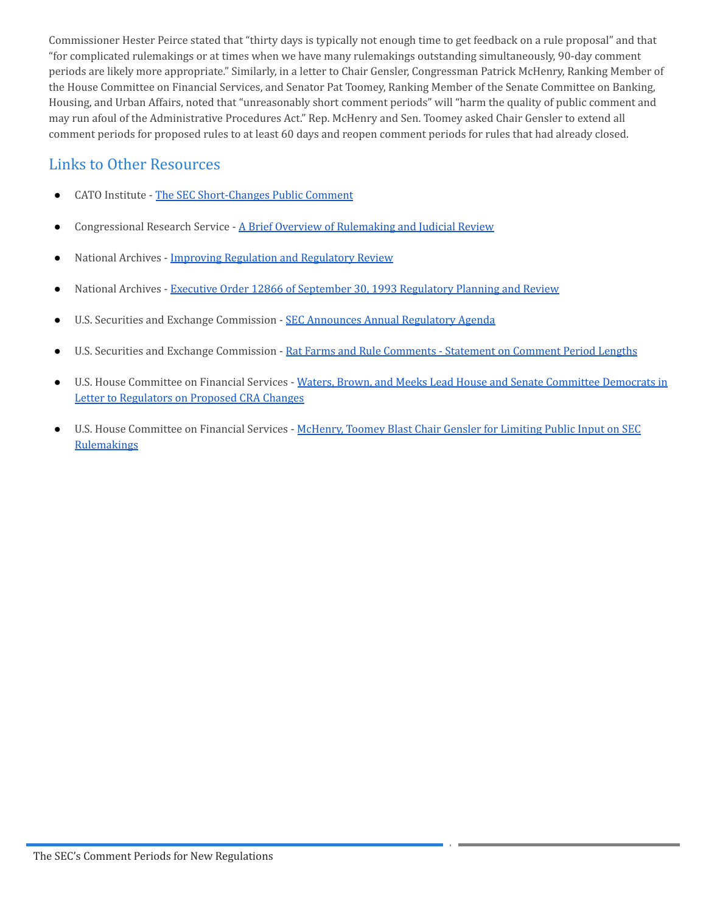Commissioner Hester Peirce stated that "thirty days is typically not enough time to get feedback on a rule proposal" and that "for complicated rulemakings or at times when we have many rulemakings outstanding simultaneously, 90-day comment periods are likely more appropriate." Similarly, in a letter to Chair Gensler, Congressman Patrick McHenry, Ranking Member of the House Committee on Financial Services, and Senator Pat Toomey, Ranking Member of the Senate Committee on Banking, Housing, and Urban Affairs, noted that "unreasonably short comment periods" will "harm the quality of public comment and may run afoul of the Administrative Procedures Act." Rep. McHenry and Sen. Toomey asked Chair Gensler to extend all comment periods for proposed rules to at least 60 days and reopen comment periods for rules that had already closed.

## Links to Other Resources

- CATO Institute - The SEC Short-Changes Public Comment
- Congressional Research Service - A Brief Overview of Rulemaking and Judicial Review
- National Archives - Improving Regulation and Regulatory Review
- National Archives - Executive Order 12866 of September 30, 1993 Regulatory Planning and Review
- U.S. Securities and Exchange Commission - SEC Announces Annual Regulatory Agenda
- U.S. Securities and Exchange Commission - Rat Farms and Rule Comments - Statement on Comment Period Lengths
- U.S. House Committee on Financial Services - Waters, Brown, and Meeks Lead House and Senate Committee Democrats in Letter to Regulators on Proposed CRA Changes
- U.S. House Committee on Financial Services - McHenry, Toomey Blast Chair Gensler for Limiting Public Input on SEC Rulemakings